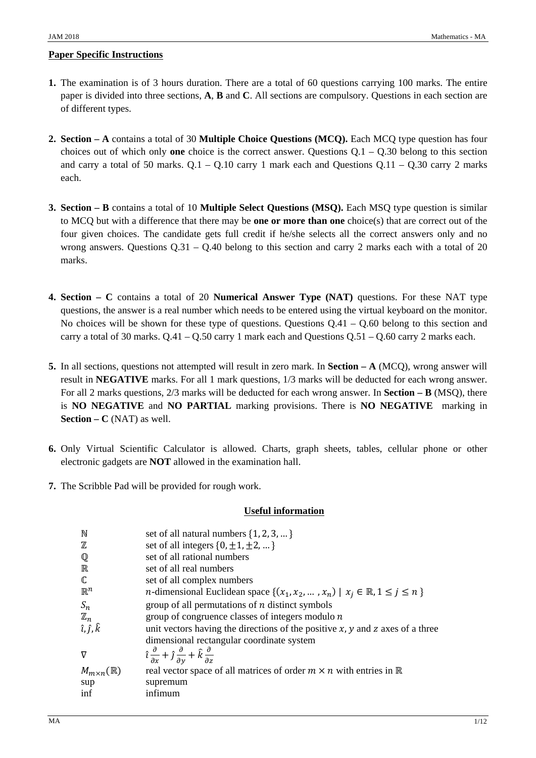## Paper Specific Instructions

1. The examination is of 3 hours duration. There are a total of 60 questions carrying 100 marks. The entire paper is divided into three sections, **A**, **B** and **C**. All sections are compulsory. Questions in each section are of different types.

2. **Section – A** contains a total of 30 **Multiple Choice Questions (MCQ).** Each MCQ type question has four choices out of which only **one** choice is the correct answer. Questions Q.1 – Q.30 belong to this section and carry a total of 50 marks. Q.1 – Q.10 carry 1 mark each and Questions Q.11 – Q.30 carry 2 marks each.

3. **Section – B** contains a total of 10 **Multiple Select Questions (MSQ).** Each MSQ type question is similar to MCQ but with a difference that there may be **one or more than one** choice(s) that are correct out of the four given choices. The candidate gets full credit if he/she selects all the correct answers only and no wrong answers. Questions Q.31 – Q.40 belong to this section and carry 2 marks each with a total of 20 marks.

4. **Section – C** contains a total of 20 **Numerical Answer Type (NAT)** questions. For these NAT type questions, the answer is a real number which needs to be entered using the virtual keyboard on the monitor. No choices will be shown for these type of questions. Questions Q.41 – Q.60 belong to this section and carry a total of 30 marks. Q.41 – Q.50 carry 1 mark each and Questions Q.51 – Q.60 carry 2 marks each.

5. In all sections, questions not attempted will result in zero mark. In **Section – A** (MCQ), wrong answer will result in **NEGATIVE** marks. For all 1 mark questions, 1/3 marks will be deducted for each wrong answer. For all 2 marks questions, 2/3 marks will be deducted for each wrong answer. In **Section – B** (MSQ), there is **NO NEGATIVE** and **NO PARTIAL** marking provisions. There is **NO NEGATIVE** marking in **Section – C** (NAT) as well.

6. Only Virtual Scientific Calculator is allowed. Charts, graph sheets, tables, cellular phone or other electronic gadgets are **NOT** allowed in the examination hall.

7. The Scribble Pad will be provided for rough work.

### Useful information

| | |
|---|---|
| $\mathbb{N}$ | set of all natural numbers $\{1, 2, 3, \dots\}$ |
| $\mathbb{Z}$ | set of all integers $\{0, \pm 1, \pm 2, \dots\}$ |
| $\mathbb{Q}$ | set of all rational numbers |
| $\mathbb{R}$ | set of all real numbers |
| $\mathbb{C}$ | set of all complex numbers |
| $\mathbb{R}^n$ | $n$-dimensional Euclidean space $\{(x_1, x_2, \dots, x_n) \mid x_j \in \mathbb{R}, 1 \le j \le n\}$ |
| $S_n$ | group of all permutations of $n$ distinct symbols |
| $\mathbb{Z}_n$ | group of congruence classes of integers modulo $n$ |
| $\hat{\imath}, \hat{\jmath}, \hat{k}$ | unit vectors having the directions of the positive $x$, $y$ and $z$ axes of a three dimensional rectangular coordinate system |
| $\nabla$ | $\hat{\imath}\frac{\partial}{\partial x} + \hat{\jmath}\frac{\partial}{\partial y} + \hat{k}\frac{\partial}{\partial z}$ |
| $M_{m \times n}(\mathbb{R})$ | real vector space of all matrices of order $m \times n$ with entries in $\mathbb{R}$ |
| sup | supremum |
| inf | infimum |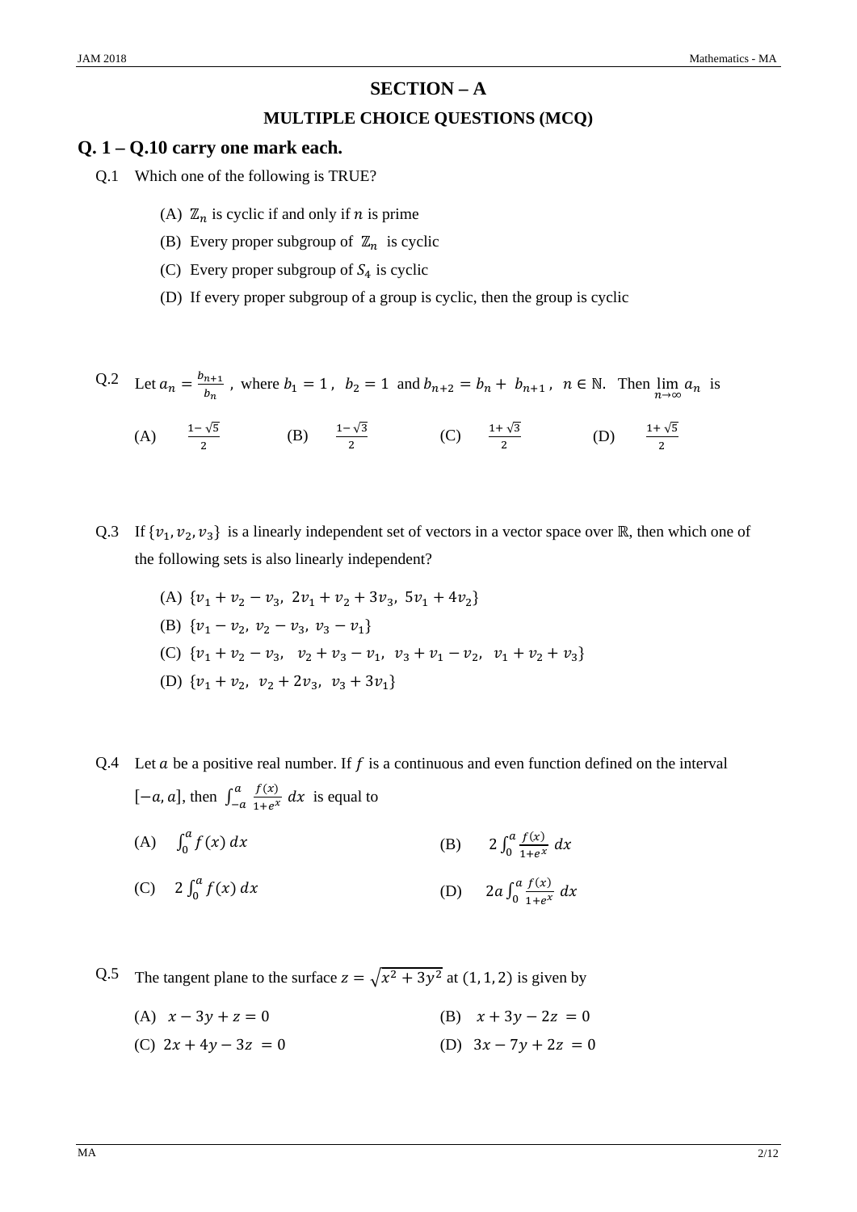## SECTION – A

### MULTIPLE CHOICE QUESTIONS (MCQ)

## Q. 1 – Q.10 carry one mark each.

Q.1 Which one of the following is TRUE?

(A) $\mathbb{Z}_n$ is cyclic if and only if $n$ is prime

(B) Every proper subgroup of $\mathbb{Z}_n$ is cyclic

(C) Every proper subgroup of $S_4$ is cyclic

(D) If every proper subgroup of a group is cyclic, then the group is cyclic

Q.2 Let $a_n = \frac{b_{n+1}}{b_n}$, where $b_1 = 1$, $b_2 = 1$ and $b_{n+2} = b_n + b_{n+1}$, $n \in \mathbb{N}$. Then $\lim_{n\to\infty} a_n$ is

(A) $\frac{1-\sqrt{5}}{2}$ (B) $\frac{1-\sqrt{3}}{2}$ (C) $\frac{1+\sqrt{3}}{2}$ (D) $\frac{1+\sqrt{5}}{2}$

Q.3 If $\{v_1, v_2, v_3\}$ is a linearly independent set of vectors in a vector space over $\mathbb{R}$, then which one of the following sets is also linearly independent?

(A) $\{v_1 + v_2 - v_3,\ 2v_1 + v_2 + 3v_3,\ 5v_1 + 4v_2\}$

(B) $\{v_1 - v_2,\ v_2 - v_3,\ v_3 - v_1\}$

(C) $\{v_1 + v_2 - v_3,\ \ v_2 + v_3 - v_1,\ \ v_3 + v_1 - v_2,\ \ v_1 + v_2 + v_3\}$

(D) $\{v_1 + v_2,\ \ v_2 + 2v_3,\ \ v_3 + 3v_1\}$

Q.4 Let $a$ be a positive real number. If $f$ is a continuous and even function defined on the interval $[-a, a]$, then $\int_{-a}^{a} \frac{f(x)}{1+e^x}\, dx$ is equal to

(A) $\int_0^a f(x)\, dx$

(B) $2\int_0^a \frac{f(x)}{1+e^x}\, dx$

(C) $2\int_0^a f(x)\, dx$

(D) $2a\int_0^a \frac{f(x)}{1+e^x}\, dx$

Q.5 The tangent plane to the surface $z = \sqrt{x^2 + 3y^2}$ at $(1, 1, 2)$ is given by

(A) $x - 3y + z = 0$

(B) $x + 3y - 2z = 0$

(C) $2x + 4y - 3z = 0$

(D) $3x - 7y + 2z = 0$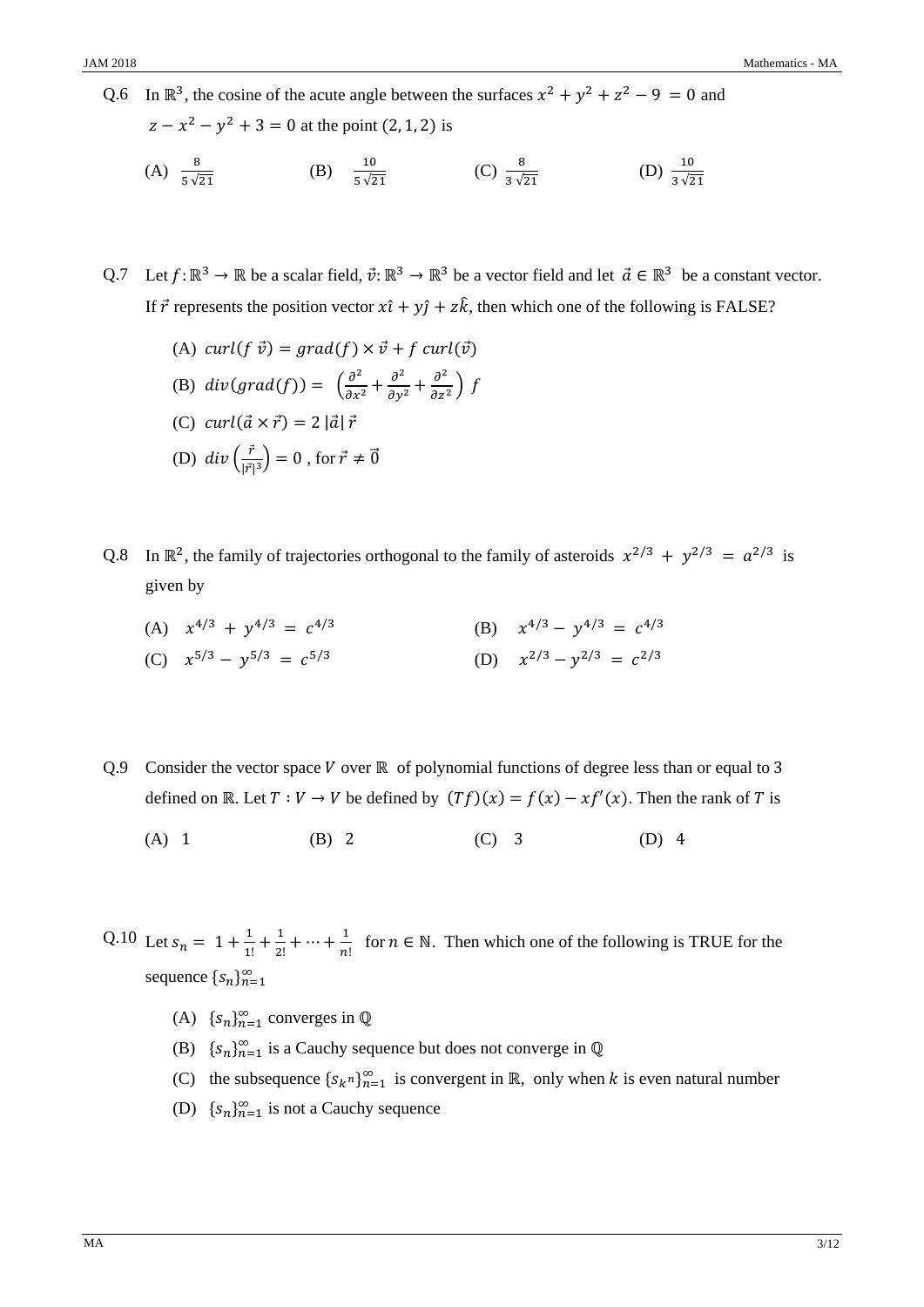Q.6 In $\mathbb{R}^3$, the cosine of the acute angle between the surfaces $x^2 + y^2 + z^2 - 9 = 0$ and $z - x^2 - y^2 + 3 = 0$ at the point $(2, 1, 2)$ is

(A) $\frac{8}{5\sqrt{21}}$ (B) $\frac{10}{5\sqrt{21}}$ (C) $\frac{8}{3\sqrt{21}}$ (D) $\frac{10}{3\sqrt{21}}$

Q.7 Let $f: \mathbb{R}^3 \to \mathbb{R}$ be a scalar field, $\vec{v}: \mathbb{R}^3 \to \mathbb{R}^3$ be a vector field and let $\vec{a} \in \mathbb{R}^3$ be a constant vector. If $\vec{r}$ represents the position vector $x\hat{\imath} + y\hat{\jmath} + z\hat{k}$, then which one of the following is FALSE?

(A) $curl(f\ \vec{v}) = grad(f) \times \vec{v} + f\ curl(\vec{v})$

(B) $div(grad(f)) = \left(\frac{\partial^2}{\partial x^2} + \frac{\partial^2}{\partial y^2} + \frac{\partial^2}{\partial z^2}\right) f$

(C) $curl(\vec{a} \times \vec{r}) = 2\,|\vec{a}|\,\vec{r}$

(D) $div\left(\frac{\vec{r}}{|\vec{r}|^3}\right) = 0$ , for $\vec{r} \neq \vec{0}$

Q.8 In $\mathbb{R}^2$, the family of trajectories orthogonal to the family of asteroids $x^{2/3} + y^{2/3} = a^{2/3}$ is given by

(A) $x^{4/3} + y^{4/3} = c^{4/3}$ (B) $x^{4/3} - y^{4/3} = c^{4/3}$

(C) $x^{5/3} - y^{5/3} = c^{5/3}$ (D) $x^{2/3} - y^{2/3} = c^{2/3}$

Q.9 Consider the vector space $V$ over $\mathbb{R}$ of polynomial functions of degree less than or equal to 3 defined on $\mathbb{R}$. Let $T : V \to V$ be defined by $(Tf)(x) = f(x) - xf'(x)$. Then the rank of $T$ is

(A) 1 (B) 2 (C) 3 (D) 4

Q.10 Let $s_n = 1 + \frac{1}{1!} + \frac{1}{2!} + \cdots + \frac{1}{n!}$ for $n \in \mathbb{N}$. Then which one of the following is TRUE for the sequence $\{s_n\}_{n=1}^{\infty}$

(A) $\{s_n\}_{n=1}^{\infty}$ converges in $\mathbb{Q}$

(B) $\{s_n\}_{n=1}^{\infty}$ is a Cauchy sequence but does not converge in $\mathbb{Q}$

(C) the subsequence $\{s_{k^n}\}_{n=1}^{\infty}$ is convergent in $\mathbb{R}$, only when $k$ is even natural number

(D) $\{s_n\}_{n=1}^{\infty}$ is not a Cauchy sequence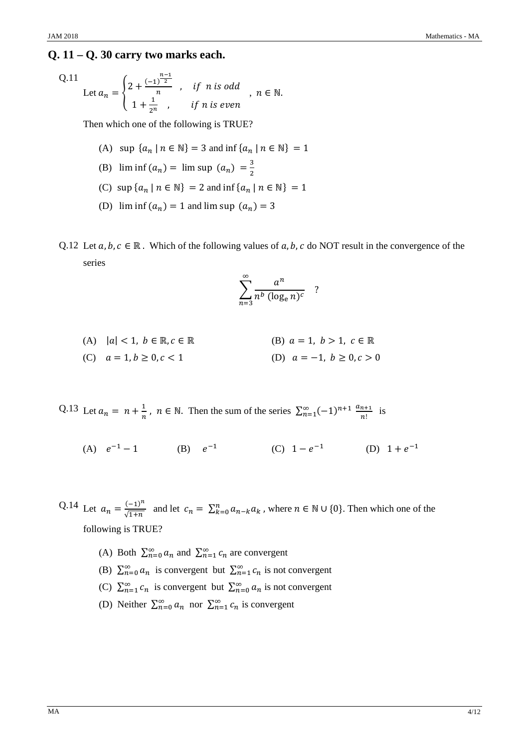## Q. 11 – Q. 30 carry two marks each.

Q.11 Let $a_n = \begin{cases} 2 + \frac{(-1)^{\frac{n-1}{2}}}{n} & , \quad if \;\; n \; is \; odd \\ 1 + \frac{1}{2^n} & , \qquad if \; n \; is \; even \end{cases}$ , $n \in \mathbb{N}$.

Then which one of the following is TRUE?

(A) $\sup \{a_n \mid n \in \mathbb{N}\} = 3$ and $\inf \{a_n \mid n \in \mathbb{N}\} = 1$

(B) $\liminf (a_n) = \limsup (a_n) = \frac{3}{2}$

(C) $\sup \{a_n \mid n \in \mathbb{N}\} = 2$ and $\inf \{a_n \mid n \in \mathbb{N}\} = 1$

(D) $\liminf (a_n) = 1$ and $\limsup (a_n) = 3$

Q.12 Let $a, b, c \in \mathbb{R}$. Which of the following values of $a, b, c$ do NOT result in the convergence of the series

$$\sum_{n=3}^{\infty} \frac{a^n}{n^b \, (\log_e n)^c} \quad ?$$

(A) $|a| < 1, \; b \in \mathbb{R}, c \in \mathbb{R}$

(B) $a = 1, \; b > 1, \; c \in \mathbb{R}$

(C) $a = 1, b \geq 0, c < 1$

(D) $a = -1, \; b \geq 0, c > 0$

Q.13 Let $a_n = n + \frac{1}{n}$, $n \in \mathbb{N}$. Then the sum of the series $\sum_{n=1}^{\infty} (-1)^{n+1} \frac{a_{n+1}}{n!}$ is

(A) $e^{-1} - 1$

(B) $e^{-1}$

(C) $1 - e^{-1}$

(D) $1 + e^{-1}$

Q.14 Let $a_n = \frac{(-1)^n}{\sqrt{1+n}}$ and let $c_n = \sum_{k=0}^{n} a_{n-k} a_k$, where $n \in \mathbb{N} \cup \{0\}$. Then which one of the following is TRUE?

(A) Both $\sum_{n=0}^{\infty} a_n$ and $\sum_{n=1}^{\infty} c_n$ are convergent

(B) $\sum_{n=0}^{\infty} a_n$ is convergent but $\sum_{n=1}^{\infty} c_n$ is not convergent

(C) $\sum_{n=1}^{\infty} c_n$ is convergent but $\sum_{n=0}^{\infty} a_n$ is not convergent

(D) Neither $\sum_{n=0}^{\infty} a_n$ nor $\sum_{n=1}^{\infty} c_n$ is convergent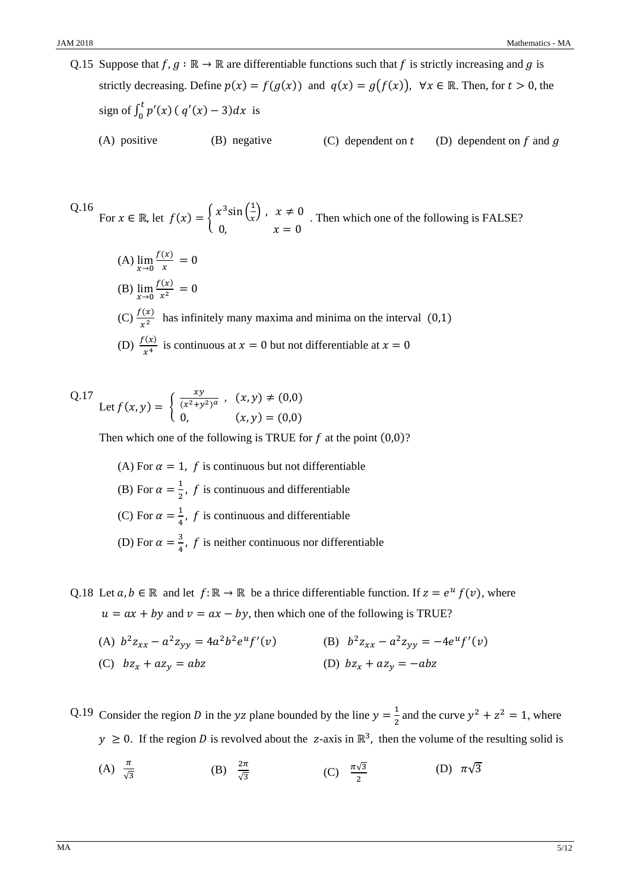Q.15 Suppose that $f, g : \mathbb{R} \to \mathbb{R}$ are differentiable functions such that $f$ is strictly increasing and $g$ is strictly decreasing. Define $p(x) = f(g(x))$ and $q(x) = g(f(x))$, $\forall x \in \mathbb{R}$. Then, for $t > 0$, the sign of $\int_0^t p'(x)\,(\,q'(x) - 3)dx$ is

(A) positive (B) negative (C) dependent on $t$ (D) dependent on $f$ and $g$

Q.16 For $x \in \mathbb{R}$, let $f(x) = \begin{cases} x^3 \sin\left(\frac{1}{x}\right), & x \neq 0 \\ 0, & x = 0 \end{cases}$. Then which one of the following is FALSE?

(A) $\lim_{x \to 0} \frac{f(x)}{x} = 0$

(B) $\lim_{x \to 0} \frac{f(x)}{x^2} = 0$

(C) $\frac{f(x)}{x^2}$ has infinitely many maxima and minima on the interval $(0,1)$

(D) $\frac{f(x)}{x^4}$ is continuous at $x = 0$ but not differentiable at $x = 0$

Q.17 Let $f(x, y) = \begin{cases} \frac{xy}{(x^2+y^2)^\alpha}, & (x, y) \neq (0,0) \\ 0, & (x, y) = (0,0) \end{cases}$

Then which one of the following is TRUE for $f$ at the point $(0,0)$?

(A) For $\alpha = 1$, $f$ is continuous but not differentiable

(B) For $\alpha = \frac{1}{2}$, $f$ is continuous and differentiable

(C) For $\alpha = \frac{1}{4}$, $f$ is continuous and differentiable

(D) For $\alpha = \frac{3}{4}$, $f$ is neither continuous nor differentiable

Q.18 Let $a, b \in \mathbb{R}$ and let $f: \mathbb{R} \to \mathbb{R}$ be a thrice differentiable function. If $z = e^u f(v)$, where $u = ax + by$ and $v = ax - by$, then which one of the following is TRUE?

(A) $b^2 z_{xx} - a^2 z_{yy} = 4a^2 b^2 e^u f'(v)$ (B) $b^2 z_{xx} - a^2 z_{yy} = -4e^u f'(v)$

(C) $bz_x + az_y = abz$ (D) $bz_x + az_y = -abz$

Q.19 Consider the region $D$ in the $yz$ plane bounded by the line $y = \frac{1}{2}$ and the curve $y^2 + z^2 = 1$, where $y \geq 0$. If the region $D$ is revolved about the $z$-axis in $\mathbb{R}^3$, then the volume of the resulting solid is

(A) $\frac{\pi}{\sqrt{3}}$ (B) $\frac{2\pi}{\sqrt{3}}$ (C) $\frac{\pi\sqrt{3}}{2}$ (D) $\pi\sqrt{3}$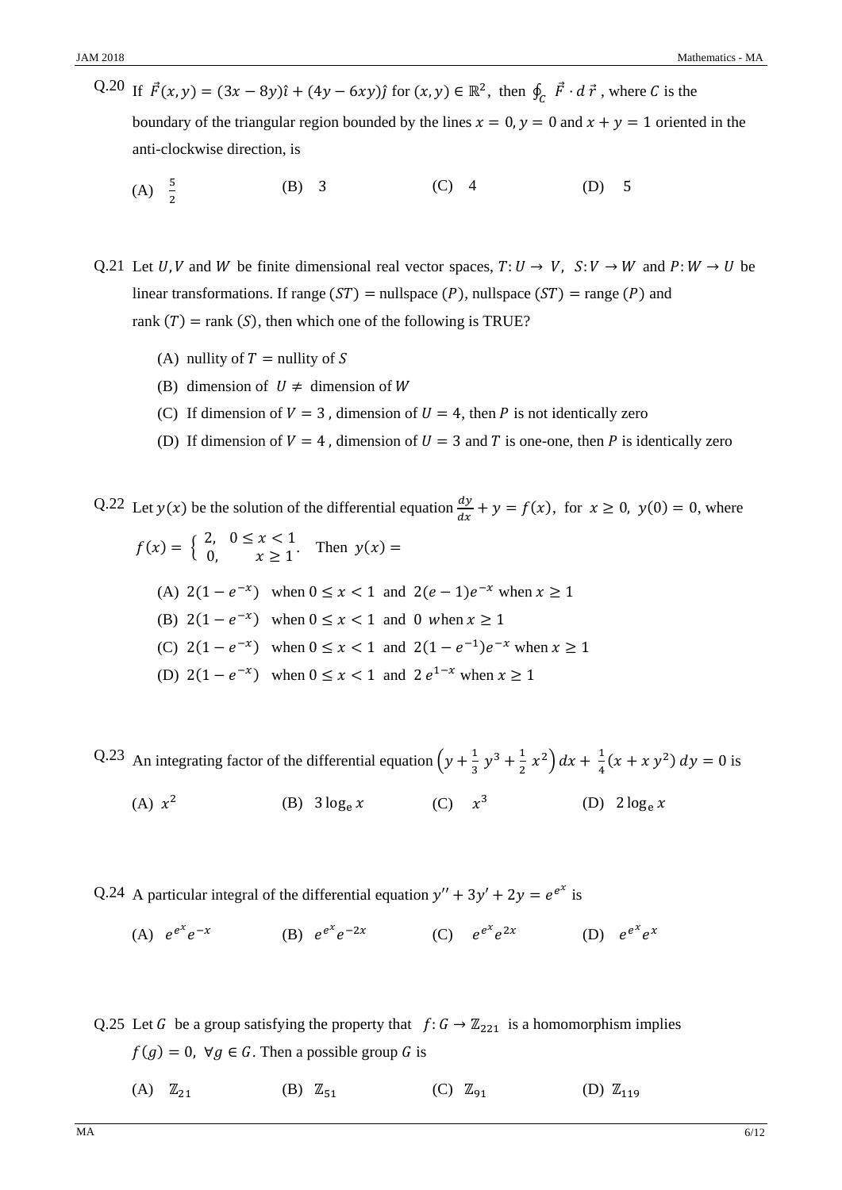Q.20 If $\vec{F}(x,y) = (3x - 8y)\hat{\imath} + (4y - 6xy)\hat{\jmath}$ for $(x,y) \in \mathbb{R}^2$, then $\oint_C \vec{F} \cdot d\,\vec{r}$ , where $C$ is the boundary of the triangular region bounded by the lines $x = 0, y = 0$ and $x + y = 1$ oriented in the anti-clockwise direction, is

(A) $\frac{5}{2}$ (B) 3 (C) 4 (D) 5

Q.21 Let $U, V$ and $W$ be finite dimensional real vector spaces, $T: U \to V$, $S: V \to W$ and $P: W \to U$ be linear transformations. If range $(ST)$ = nullspace $(P)$, nullspace $(ST)$ = range $(P)$ and rank $(T)$ = rank $(S)$, then which one of the following is TRUE?

(A) nullity of $T$ = nullity of $S$

(B) dimension of $U \neq$ dimension of $W$

(C) If dimension of $V = 3$ , dimension of $U = 4$, then $P$ is not identically zero

(D) If dimension of $V = 4$ , dimension of $U = 3$ and $T$ is one-one, then $P$ is identically zero

Q.22 Let $y(x)$ be the solution of the differential equation $\frac{dy}{dx} + y = f(x)$, for $x \geq 0$, $y(0) = 0$, where $f(x) = \begin{cases} 2, & 0 \leq x < 1 \\ 0, & x \geq 1 \end{cases}$. Then $y(x) =$

(A) $2(1 - e^{-x})$ when $0 \leq x < 1$ and $2(e - 1)e^{-x}$ when $x \geq 1$

(B) $2(1 - e^{-x})$ when $0 \leq x < 1$ and $0$ when $x \geq 1$

(C) $2(1 - e^{-x})$ when $0 \leq x < 1$ and $2(1 - e^{-1})e^{-x}$ when $x \geq 1$

(D) $2(1 - e^{-x})$ when $0 \leq x < 1$ and $2\,e^{1-x}$ when $x \geq 1$

Q.23 An integrating factor of the differential equation $\left(y + \frac{1}{3}\,y^3 + \frac{1}{2}\,x^2\right) dx + \frac{1}{4}(x + x\,y^2)\,dy = 0$ is

(A) $x^2$ (B) $3\log_e x$ (C) $x^3$ (D) $2\log_e x$

Q.24 A particular integral of the differential equation $y'' + 3y' + 2y = e^{e^x}$ is

(A) $e^{e^x}e^{-x}$ (B) $e^{e^x}e^{-2x}$ (C) $e^{e^x}e^{2x}$ (D) $e^{e^x}e^{x}$

Q.25 Let $G$ be a group satisfying the property that $f: G \to \mathbb{Z}_{221}$ is a homomorphism implies $f(g) = 0$, $\forall g \in G$. Then a possible group $G$ is

(A) $\mathbb{Z}_{21}$ (B) $\mathbb{Z}_{51}$ (C) $\mathbb{Z}_{91}$ (D) $\mathbb{Z}_{119}$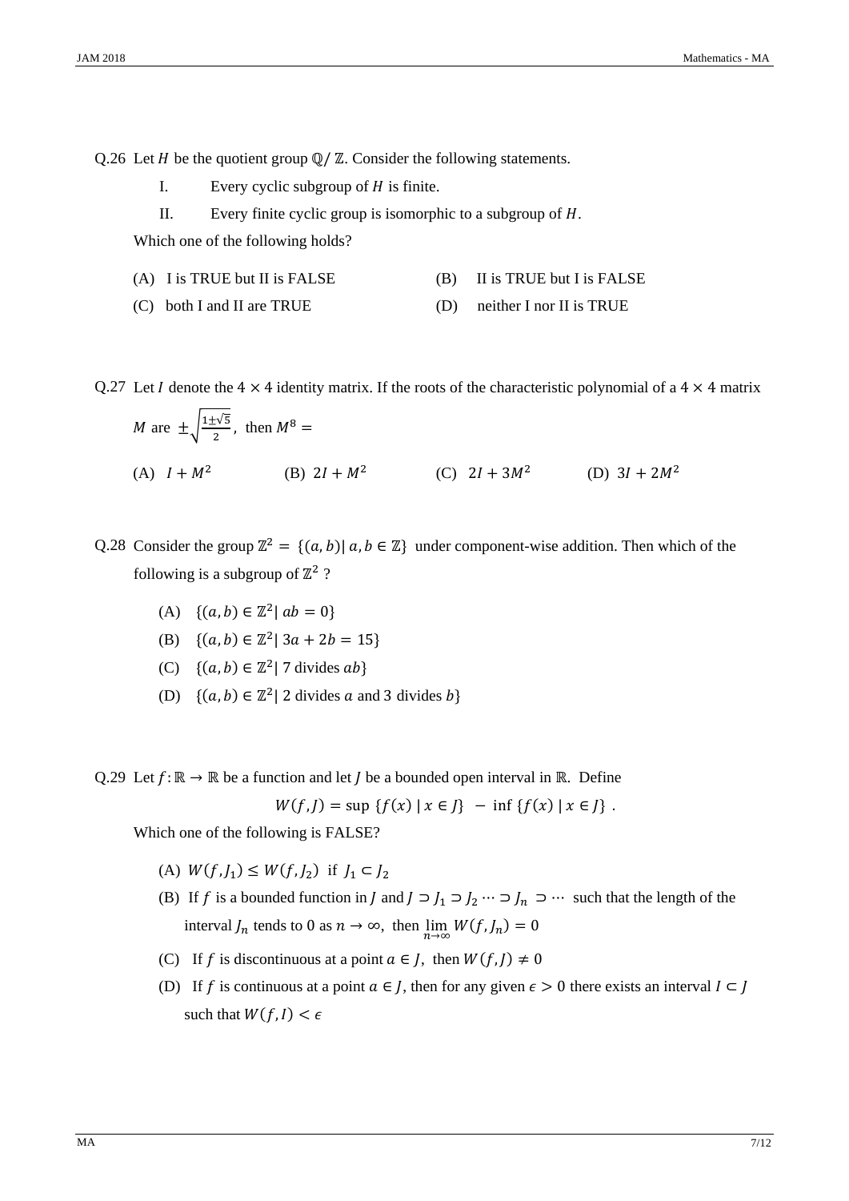Q.26 Let $H$ be the quotient group $\mathbb{Q}/\mathbb{Z}$. Consider the following statements.

I. Every cyclic subgroup of $H$ is finite.

II. Every finite cyclic group is isomorphic to a subgroup of $H$.

Which one of the following holds?

(A) I is TRUE but II is FALSE

(B) II is TRUE but I is FALSE

(C) both I and II are TRUE

(D) neither I nor II is TRUE

Q.27 Let $I$ denote the $4 \times 4$ identity matrix. If the roots of the characteristic polynomial of a $4 \times 4$ matrix $M$ are $\pm\sqrt{\frac{1 \pm \sqrt{5}}{2}}$, then $M^8 =$

(A) $I + M^2$

(B) $2I + M^2$

(C) $2I + 3M^2$

(D) $3I + 2M^2$

Q.28 Consider the group $\mathbb{Z}^2 = \{(a, b) \mid a, b \in \mathbb{Z}\}$ under component-wise addition. Then which of the following is a subgroup of $\mathbb{Z}^2$ ?

(A) $\{(a, b) \in \mathbb{Z}^2 \mid ab = 0\}$

(B) $\{(a, b) \in \mathbb{Z}^2 \mid 3a + 2b = 15\}$

(C) $\{(a, b) \in \mathbb{Z}^2 \mid 7 \text{ divides } ab\}$

(D) $\{(a, b) \in \mathbb{Z}^2 \mid 2 \text{ divides } a \text{ and } 3 \text{ divides } b\}$

Q.29 Let $f: \mathbb{R} \to \mathbb{R}$ be a function and let $J$ be a bounded open interval in $\mathbb{R}$. Define

$$W(f, J) = \sup \{f(x) \mid x \in J\} - \inf \{f(x) \mid x \in J\} .$$

Which one of the following is FALSE?

(A) $W(f, J_1) \leq W(f, J_2)$ if $J_1 \subset J_2$

(B) If $f$ is a bounded function in $J$ and $J \supset J_1 \supset J_2 \cdots \supset J_n \supset \cdots$ such that the length of the interval $J_n$ tends to 0 as $n \to \infty$, then $\lim_{n \to \infty} W(f, J_n) = 0$

(C) If $f$ is discontinuous at a point $a \in J$, then $W(f, J) \neq 0$

(D) If $f$ is continuous at a point $a \in J$, then for any given $\epsilon > 0$ there exists an interval $I \subset J$ such that $W(f, I) < \epsilon$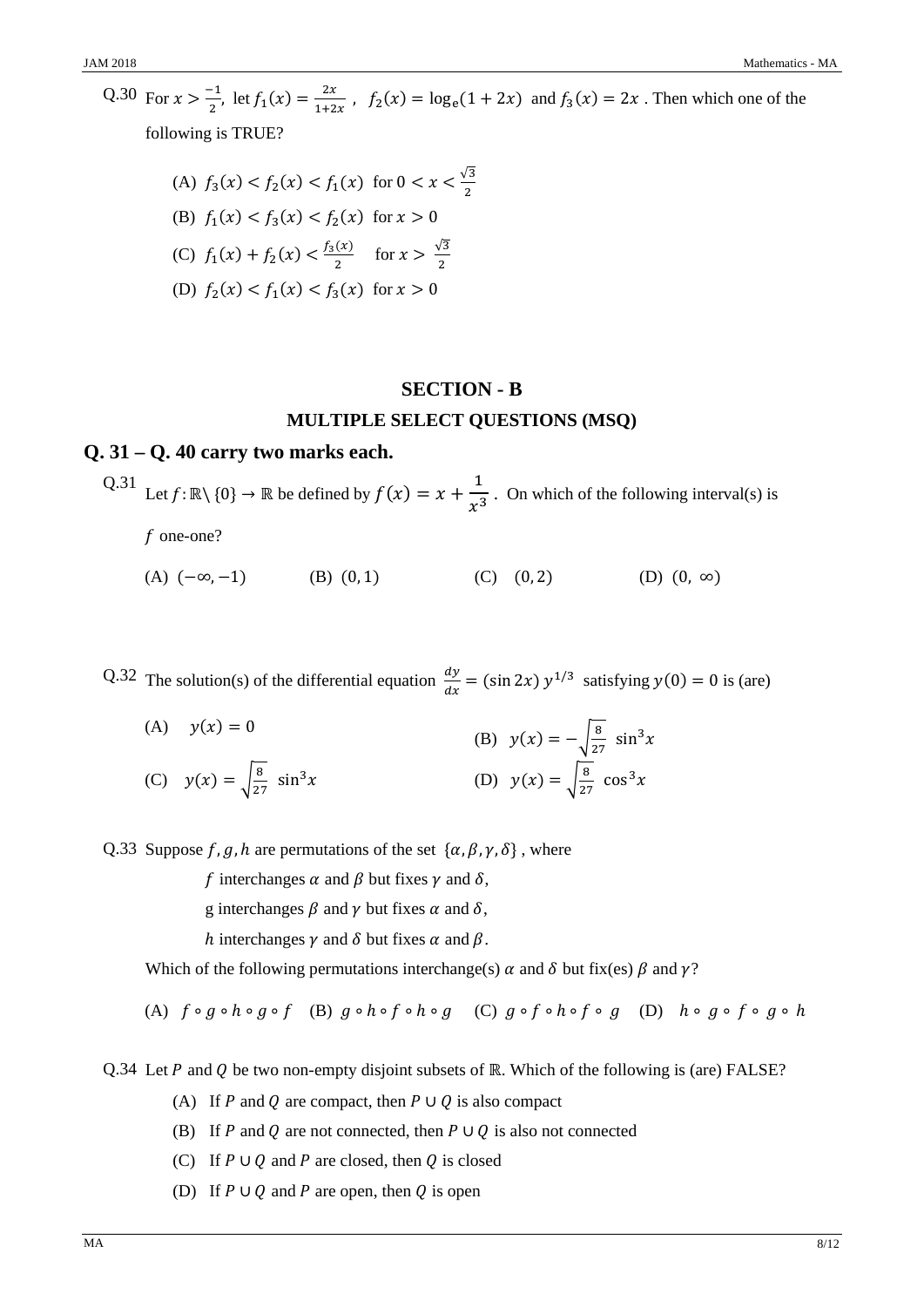Q.30 For $x > \frac{-1}{2}$, let $f_1(x) = \frac{2x}{1+2x}$ , $f_2(x) = \log_e(1 + 2x)$ and $f_3(x) = 2x$ . Then which one of the following is TRUE?

(A) $f_3(x) < f_2(x) < f_1(x)$ for $0 < x < \frac{\sqrt{3}}{2}$

(B) $f_1(x) < f_3(x) < f_2(x)$ for $x > 0$

(C) $f_1(x) + f_2(x) < \frac{f_3(x)}{2}$ for $x > \frac{\sqrt{3}}{2}$

(D) $f_2(x) < f_1(x) < f_3(x)$ for $x > 0$

## SECTION - B

### MULTIPLE SELECT QUESTIONS (MSQ)

## Q. 31 – Q. 40 carry two marks each.

Q.31 Let $f: \mathbb{R} \setminus \{0\} \to \mathbb{R}$ be defined by $f(x) = x + \frac{1}{x^3}$ . On which of the following interval(s) is $f$ one-one?

(A) $(-\infty, -1)$ (B) $(0, 1)$ (C) $(0, 2)$ (D) $(0, \infty)$

Q.32 The solution(s) of the differential equation $\frac{dy}{dx} = (\sin 2x)\, y^{1/3}$ satisfying $y(0) = 0$ is (are)

(A) $y(x) = 0$

(B) $y(x) = -\sqrt{\frac{8}{27}}\, \sin^3 x$

(C) $y(x) = \sqrt{\frac{8}{27}}\, \sin^3 x$

(D) $y(x) = \sqrt{\frac{8}{27}}\, \cos^3 x$

Q.33 Suppose $f, g, h$ are permutations of the set $\{\alpha, \beta, \gamma, \delta\}$ , where

$f$ interchanges $\alpha$ and $\beta$ but fixes $\gamma$ and $\delta$,

g interchanges $\beta$ and $\gamma$ but fixes $\alpha$ and $\delta$,

$h$ interchanges $\gamma$ and $\delta$ but fixes $\alpha$ and $\beta$.

Which of the following permutations interchange(s) $\alpha$ and $\delta$ but fix(es) $\beta$ and $\gamma$?

(A) $f \circ g \circ h \circ g \circ f$ (B) $g \circ h \circ f \circ h \circ g$ (C) $g \circ f \circ h \circ f \circ g$ (D) $h \circ g \circ f \circ g \circ h$

Q.34 Let $P$ and $Q$ be two non-empty disjoint subsets of $\mathbb{R}$. Which of the following is (are) FALSE?

(A) If $P$ and $Q$ are compact, then $P \cup Q$ is also compact

(B) If $P$ and $Q$ are not connected, then $P \cup Q$ is also not connected

(C) If $P \cup Q$ and $P$ are closed, then $Q$ is closed

(D) If $P \cup Q$ and $P$ are open, then $Q$ is open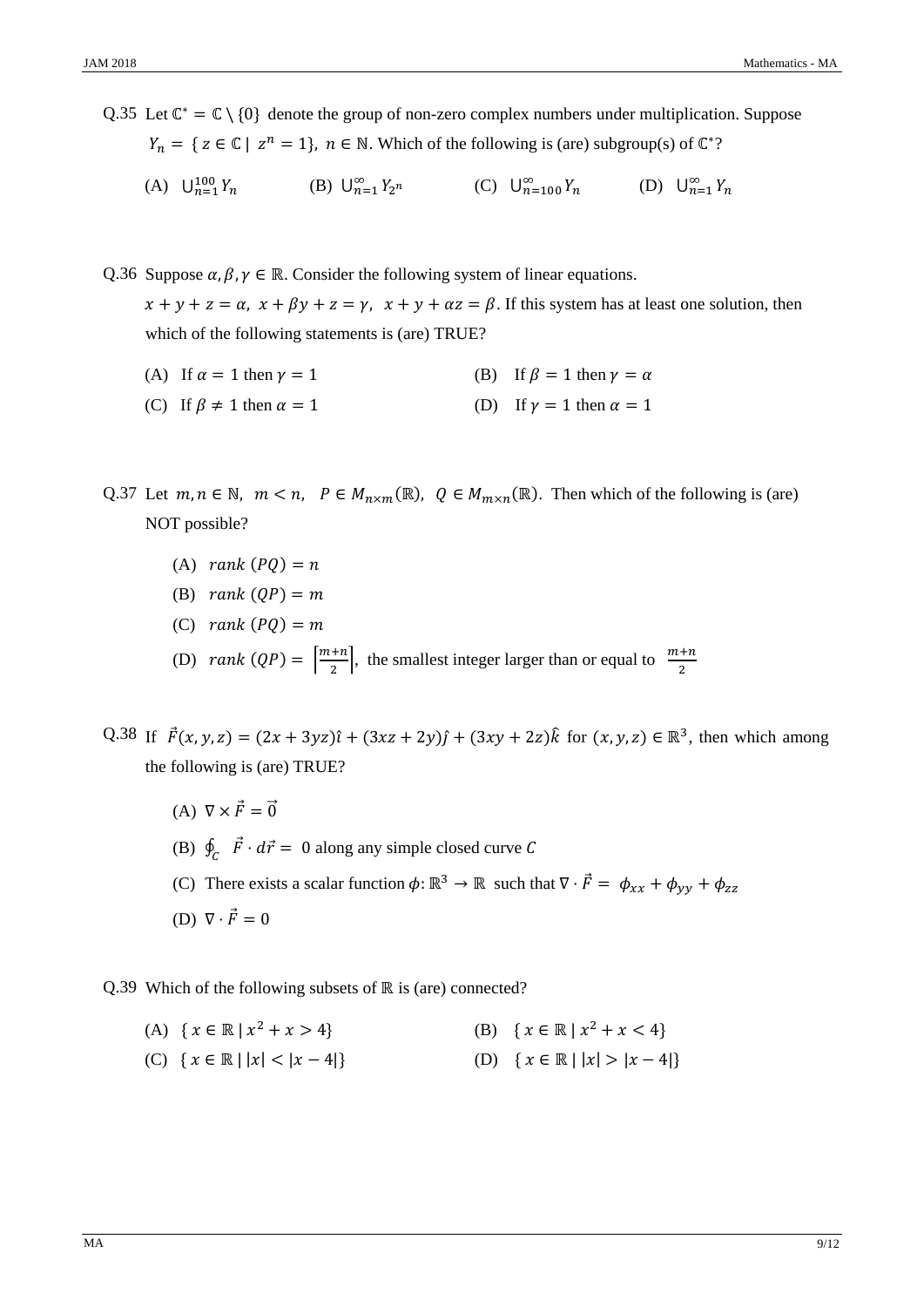Q.35 Let $\mathbb{C}^* = \mathbb{C} \setminus \{0\}$ denote the group of non-zero complex numbers under multiplication. Suppose $Y_n = \{ z \in \mathbb{C} \mid z^n = 1\}$, $n \in \mathbb{N}$. Which of the following is (are) subgroup(s) of $\mathbb{C}^*$?

(A) $\bigcup_{n=1}^{100} Y_n$ (B) $\bigcup_{n=1}^{\infty} Y_{2^n}$ (C) $\bigcup_{n=100}^{\infty} Y_n$ (D) $\bigcup_{n=1}^{\infty} Y_n$

Q.36 Suppose $\alpha, \beta, \gamma \in \mathbb{R}$. Consider the following system of linear equations.

$x + y + z = \alpha,\ x + \beta y + z = \gamma,\ x + y + \alpha z = \beta$. If this system has at least one solution, then which of the following statements is (are) TRUE?

(A) If $\alpha = 1$ then $\gamma = 1$ (B) If $\beta = 1$ then $\gamma = \alpha$

(C) If $\beta \neq 1$ then $\alpha = 1$ (D) If $\gamma = 1$ then $\alpha = 1$

Q.37 Let $m, n \in \mathbb{N},\ m < n,\ P \in M_{n\times m}(\mathbb{R}),\ Q \in M_{m\times n}(\mathbb{R})$. Then which of the following is (are) NOT possible?

(A) $rank\ (PQ) = n$

(B) $rank\ (QP) = m$

(C) $rank\ (PQ) = m$

(D) $rank\ (QP) = \left\lceil \frac{m+n}{2} \right\rceil$, the smallest integer larger than or equal to $\frac{m+n}{2}$

Q.38 If $\vec{F}(x, y, z) = (2x + 3yz)\hat{\imath} + (3xz + 2y)\hat{\jmath} + (3xy + 2z)\hat{k}$ for $(x, y, z) \in \mathbb{R}^3$, then which among the following is (are) TRUE?

(A) $\nabla \times \vec{F} = \vec{0}$

(B) $\oint_C \vec{F} \cdot d\vec{r} = 0$ along any simple closed curve $C$

(C) There exists a scalar function $\phi: \mathbb{R}^3 \to \mathbb{R}$ such that $\nabla \cdot \vec{F} = \phi_{xx} + \phi_{yy} + \phi_{zz}$

(D) $\nabla \cdot \vec{F} = 0$

Q.39 Which of the following subsets of $\mathbb{R}$ is (are) connected?

(A) $\{ x \in \mathbb{R} \mid x^2 + x > 4\}$ (B) $\{ x \in \mathbb{R} \mid x^2 + x < 4\}$

(C) $\{ x \in \mathbb{R} \mid |x| < |x - 4|\}$ (D) $\{ x \in \mathbb{R} \mid |x| > |x - 4|\}$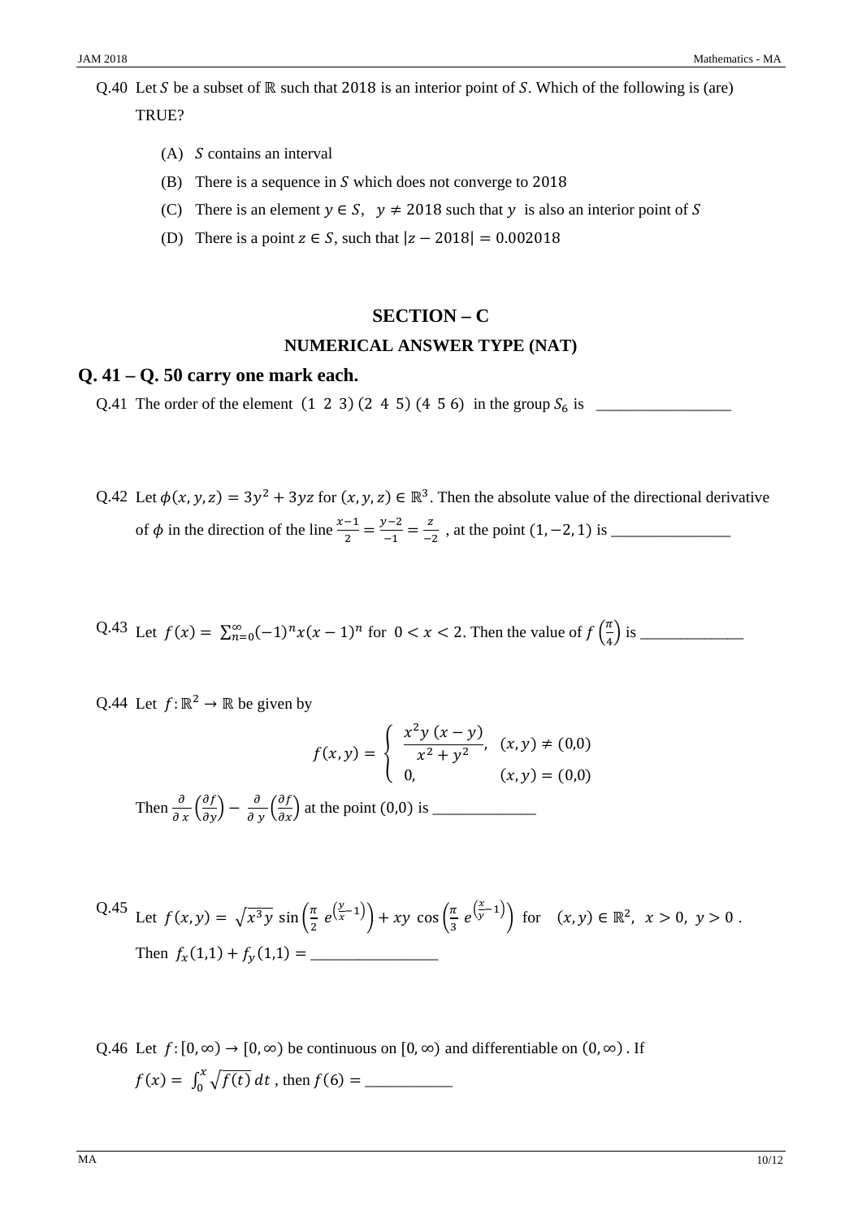Q.40 Let $S$ be a subset of $\mathbb{R}$ such that $2018$ is an interior point of $S$. Which of the following is (are) TRUE?

(A) $S$ contains an interval

(B) There is a sequence in $S$ which does not converge to $2018$

(C) There is an element $y \in S$, $y \neq 2018$ such that $y$ is also an interior point of $S$

(D) There is a point $z \in S$, such that $|z - 2018| = 0.002018$

## SECTION – C

### NUMERICAL ANSWER TYPE (NAT)

## Q. 41 – Q. 50 carry one mark each.

Q.41 The order of the element $(1\ 2\ 3)\ (2\ 4\ 5)\ (4\ 5\ 6)$ in the group $S_6$ is \_\_\_\_\_\_\_\_\_\_\_\_\_\_\_\_\_

Q.42 Let $\phi(x, y, z) = 3y^2 + 3yz$ for $(x, y, z) \in \mathbb{R}^3$. Then the absolute value of the directional derivative of $\phi$ in the direction of the line $\frac{x-1}{2} = \frac{y-2}{-1} = \frac{z}{-2}$ , at the point $(1, -2, 1)$ is \_\_\_\_\_\_\_\_\_\_\_\_\_\_\_

Q.43 Let $f(x) = \sum_{n=0}^{\infty} (-1)^n x(x-1)^n$ for $0 < x < 2$. Then the value of $f\left(\frac{\pi}{4}\right)$ is \_\_\_\_\_\_\_\_\_\_\_\_\_

Q.44 Let $f: \mathbb{R}^2 \to \mathbb{R}$ be given by

$$f(x, y) = \begin{cases} \dfrac{x^2 y\,(x - y)}{x^2 + y^2}, & (x, y) \neq (0,0) \\ 0, & (x, y) = (0,0) \end{cases}$$

Then $\frac{\partial}{\partial x}\left(\frac{\partial f}{\partial y}\right) - \frac{\partial}{\partial y}\left(\frac{\partial f}{\partial x}\right)$ at the point $(0,0)$ is \_\_\_\_\_\_\_\_\_\_\_\_\_

Q.45 Let $f(x, y) = \sqrt{x^3 y}\,\sin\left(\frac{\pi}{2}\, e^{\left(\frac{y}{x} - 1\right)}\right) + xy\,\cos\left(\frac{\pi}{3}\, e^{\left(\frac{x}{y} - 1\right)}\right)$ for $(x, y) \in \mathbb{R}^2$, $x > 0$, $y > 0$ .

Then $f_x(1,1) + f_y(1,1) =$ \_\_\_\_\_\_\_\_\_\_\_\_\_\_\_\_

Q.46 Let $f: [0, \infty) \to [0, \infty)$ be continuous on $[0, \infty)$ and differentiable on $(0, \infty)$ . If $f(x) = \int_0^x \sqrt{f(t)}\, dt$ , then $f(6) =$ \_\_\_\_\_\_\_\_\_\_\_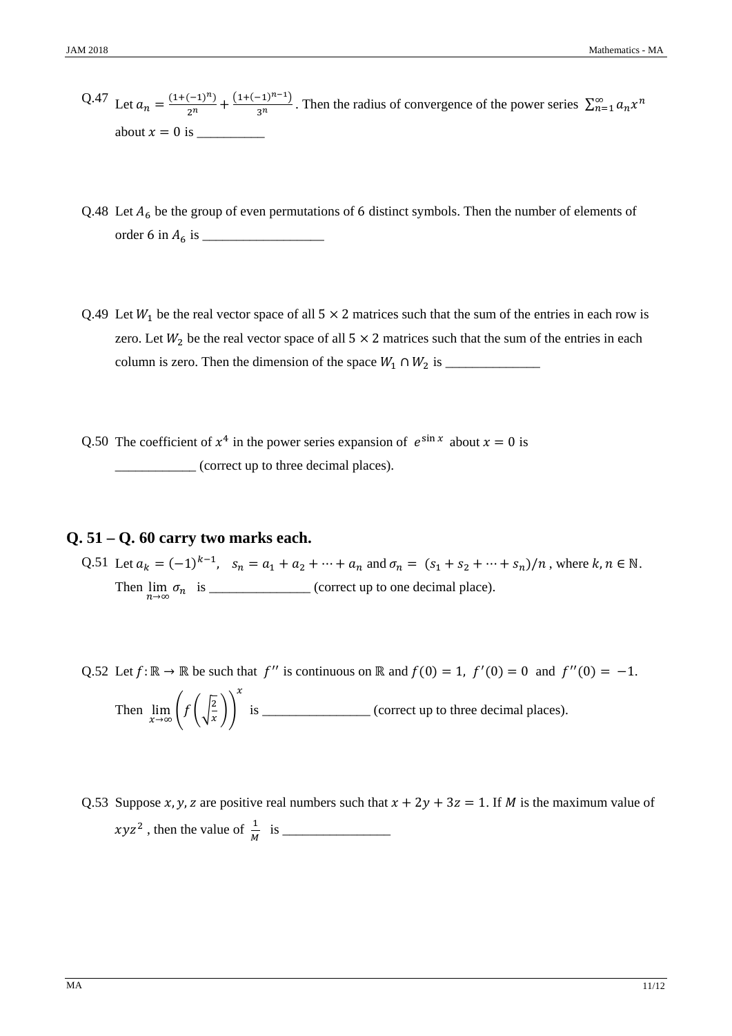Q.47 Let $a_n = \frac{(1+(-1)^n)}{2^n} + \frac{(1+(-1)^{n-1})}{3^n}$. Then the radius of convergence of the power series $\sum_{n=1}^{\infty} a_n x^n$ about $x = 0$ is __________

Q.48 Let $A_6$ be the group of even permutations of 6 distinct symbols. Then the number of elements of order 6 in $A_6$ is __________________

Q.49 Let $W_1$ be the real vector space of all $5 \times 2$ matrices such that the sum of the entries in each row is zero. Let $W_2$ be the real vector space of all $5 \times 2$ matrices such that the sum of the entries in each column is zero. Then the dimension of the space $W_1 \cap W_2$ is ______________

Q.50 The coefficient of $x^4$ in the power series expansion of $e^{\sin x}$ about $x = 0$ is ____________ (correct up to three decimal places).

## Q. 51 – Q. 60 carry two marks each.

Q.51 Let $a_k = (-1)^{k-1}$, $s_n = a_1 + a_2 + \cdots + a_n$ and $\sigma_n = (s_1 + s_2 + \cdots + s_n)/n$, where $k, n \in \mathbb{N}$. Then $\lim_{n\to\infty} \sigma_n$ is _______________ (correct up to one decimal place).

Q.52 Let $f: \mathbb{R} \to \mathbb{R}$ be such that $f''$ is continuous on $\mathbb{R}$ and $f(0) = 1$, $f'(0) = 0$ and $f''(0) = -1$. Then $\lim_{x\to\infty} \left( f\left( \sqrt{\frac{2}{x}} \right) \right)^x$ is ________________ (correct up to three decimal places).

Q.53 Suppose $x, y, z$ are positive real numbers such that $x + 2y + 3z = 1$. If $M$ is the maximum value of $xyz^2$, then the value of $\frac{1}{M}$ is ________________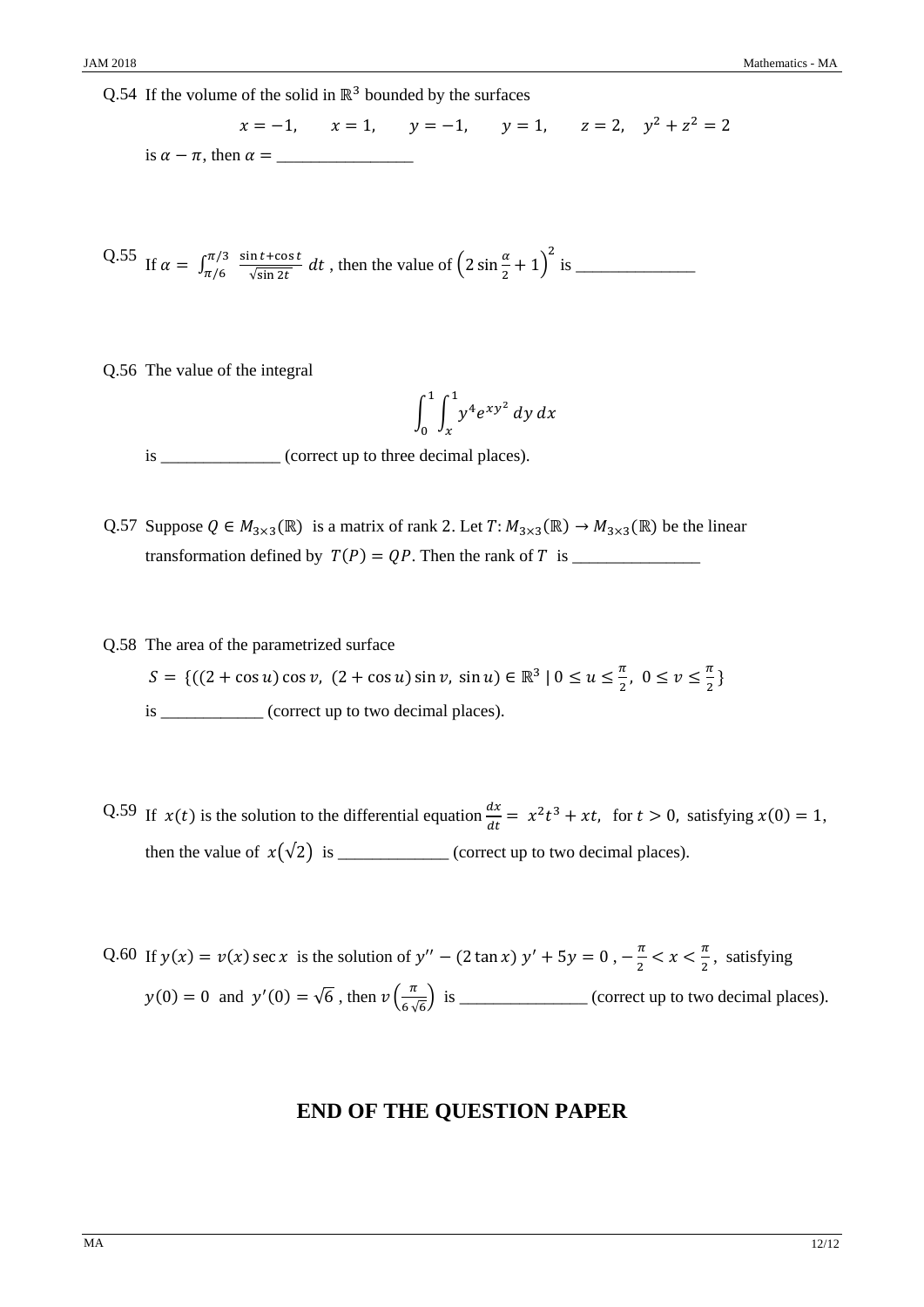Q.54 If the volume of the solid in $\mathbb{R}^3$ bounded by the surfaces

$$x = -1, \quad x = 1, \quad y = -1, \quad y = 1, \quad z = 2, \quad y^2 + z^2 = 2$$

is $\alpha - \pi$, then $\alpha =$ ________________

Q.55 If $\alpha = \int_{\pi/6}^{\pi/3} \frac{\sin t + \cos t}{\sqrt{\sin 2t}}\, dt$ , then the value of $\left(2 \sin \frac{\alpha}{2} + 1\right)^2$ is ______________

Q.56 The value of the integral

$$\int_0^1 \int_x^1 y^4 e^{xy^2}\, dy\, dx$$

is ______________ (correct up to three decimal places).

Q.57 Suppose $Q \in M_{3\times 3}(\mathbb{R})$ is a matrix of rank 2. Let $T: M_{3\times 3}(\mathbb{R}) \to M_{3\times 3}(\mathbb{R})$ be the linear transformation defined by $T(P) = QP$. Then the rank of $T$ is _______________

Q.58 The area of the parametrized surface

$S = \{((2 + \cos u) \cos v,\ (2 + \cos u) \sin v,\ \sin u) \in \mathbb{R}^3 \mid 0 \le u \le \frac{\pi}{2},\ 0 \le v \le \frac{\pi}{2}\}$

is ____________ (correct up to two decimal places).

Q.59 If $x(t)$ is the solution to the differential equation $\frac{dx}{dt} = x^2 t^3 + xt$, for $t > 0$, satisfying $x(0) = 1$, then the value of $x(\sqrt{2})$ is _____________ (correct up to two decimal places).

Q.60 If $y(x) = v(x) \sec x$ is the solution of $y'' - (2 \tan x)\, y' + 5y = 0$ , $-\frac{\pi}{2} < x < \frac{\pi}{2}$, satisfying $y(0) = 0$ and $y'(0) = \sqrt{6}$ , then $v\left(\frac{\pi}{6\sqrt{6}}\right)$ is _______________ (correct up to two decimal places).

## END OF THE QUESTION PAPER